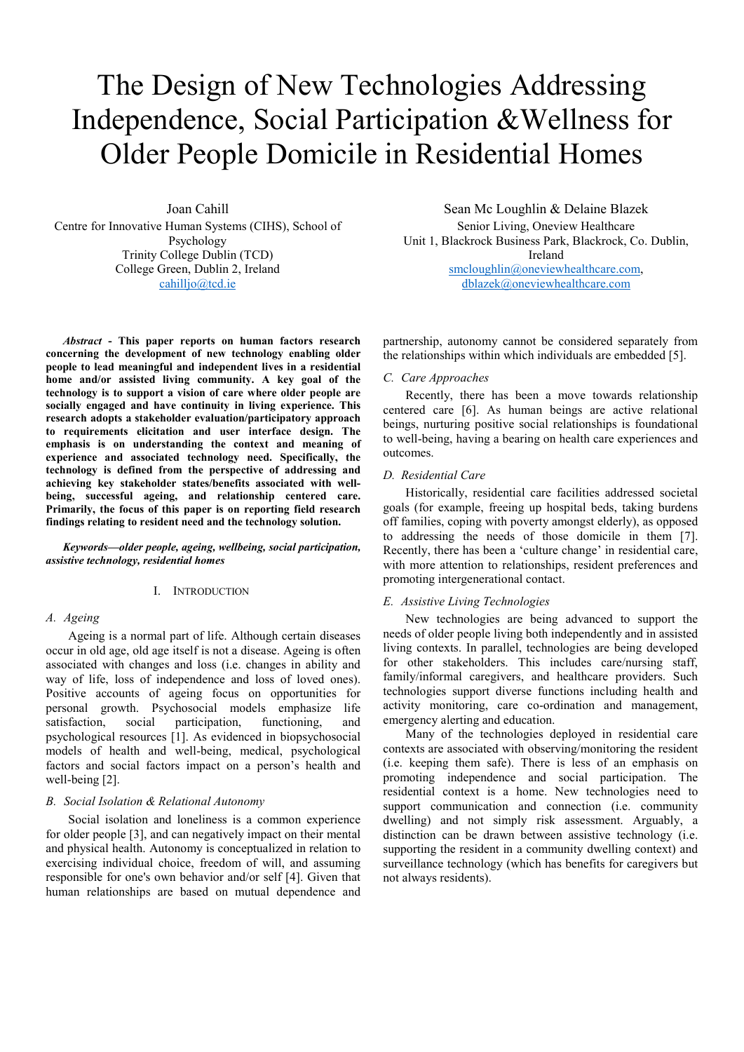# The Design of New Technologies Addressing Independence, Social Participation &Wellness for Older People Domicile in Residential Homes

Joan Cahill
Centre for Innovative Human Systems (CIHS), School of Psychology
Trinity College Dublin (TCD)
College Green, Dublin 2, Ireland
cahilljo@tcd.ie

Sean Mc Loughlin & Delaine Blazek
Senior Living, Oneview Healthcare
Unit 1, Blackrock Business Park, Blackrock, Co. Dublin, Ireland
smcloughlin@oneviewhealthcare.com, dblazek@oneviewhealthcare.com

***Abstract* - This paper reports on human factors research concerning the development of new technology enabling older people to lead meaningful and independent lives in a residential home and/or assisted living community. A key goal of the technology is to support a vision of care where older people are socially engaged and have continuity in living experience. This research adopts a stakeholder evaluation/participatory approach to requirements elicitation and user interface design. The emphasis is on understanding the context and meaning of experience and associated technology need. Specifically, the technology is defined from the perspective of addressing and achieving key stakeholder states/benefits associated with well-being, successful ageing, and relationship centered care. Primarily, the focus of this paper is on reporting field research findings relating to resident need and the technology solution.**

***Keywords—older people, ageing, wellbeing, social participation, assistive technology, residential homes***

## I. Introduction

### A. Ageing

Ageing is a normal part of life. Although certain diseases occur in old age, old age itself is not a disease. Ageing is often associated with changes and loss (i.e. changes in ability and way of life, loss of independence and loss of loved ones). Positive accounts of ageing focus on opportunities for personal growth. Psychosocial models emphasize life satisfaction, social participation, functioning, and psychological resources [1]. As evidenced in biopsychosocial models of health and well-being, medical, psychological factors and social factors impact on a person's health and well-being [2].

### B. Social Isolation & Relational Autonomy

Social isolation and loneliness is a common experience for older people [3], and can negatively impact on their mental and physical health. Autonomy is conceptualized in relation to exercising individual choice, freedom of will, and assuming responsible for one's own behavior and/or self [4]. Given that human relationships are based on mutual dependence and partnership, autonomy cannot be considered separately from the relationships within which individuals are embedded [5].

### C. Care Approaches

Recently, there has been a move towards relationship centered care [6]. As human beings are active relational beings, nurturing positive social relationships is foundational to well-being, having a bearing on health care experiences and outcomes.

### D. Residential Care

Historically, residential care facilities addressed societal goals (for example, freeing up hospital beds, taking burdens off families, coping with poverty amongst elderly), as opposed to addressing the needs of those domicile in them [7]. Recently, there has been a 'culture change' in residential care, with more attention to relationships, resident preferences and promoting intergenerational contact.

### E. Assistive Living Technologies

New technologies are being advanced to support the needs of older people living both independently and in assisted living contexts. In parallel, technologies are being developed for other stakeholders. This includes care/nursing staff, family/informal caregivers, and healthcare providers. Such technologies support diverse functions including health and activity monitoring, care co-ordination and management, emergency alerting and education.

Many of the technologies deployed in residential care contexts are associated with observing/monitoring the resident (i.e. keeping them safe). There is less of an emphasis on promoting independence and social participation. The residential context is a home. New technologies need to support communication and connection (i.e. community dwelling) and not simply risk assessment. Arguably, a distinction can be drawn between assistive technology (i.e. supporting the resident in a community dwelling context) and surveillance technology (which has benefits for caregivers but not always residents).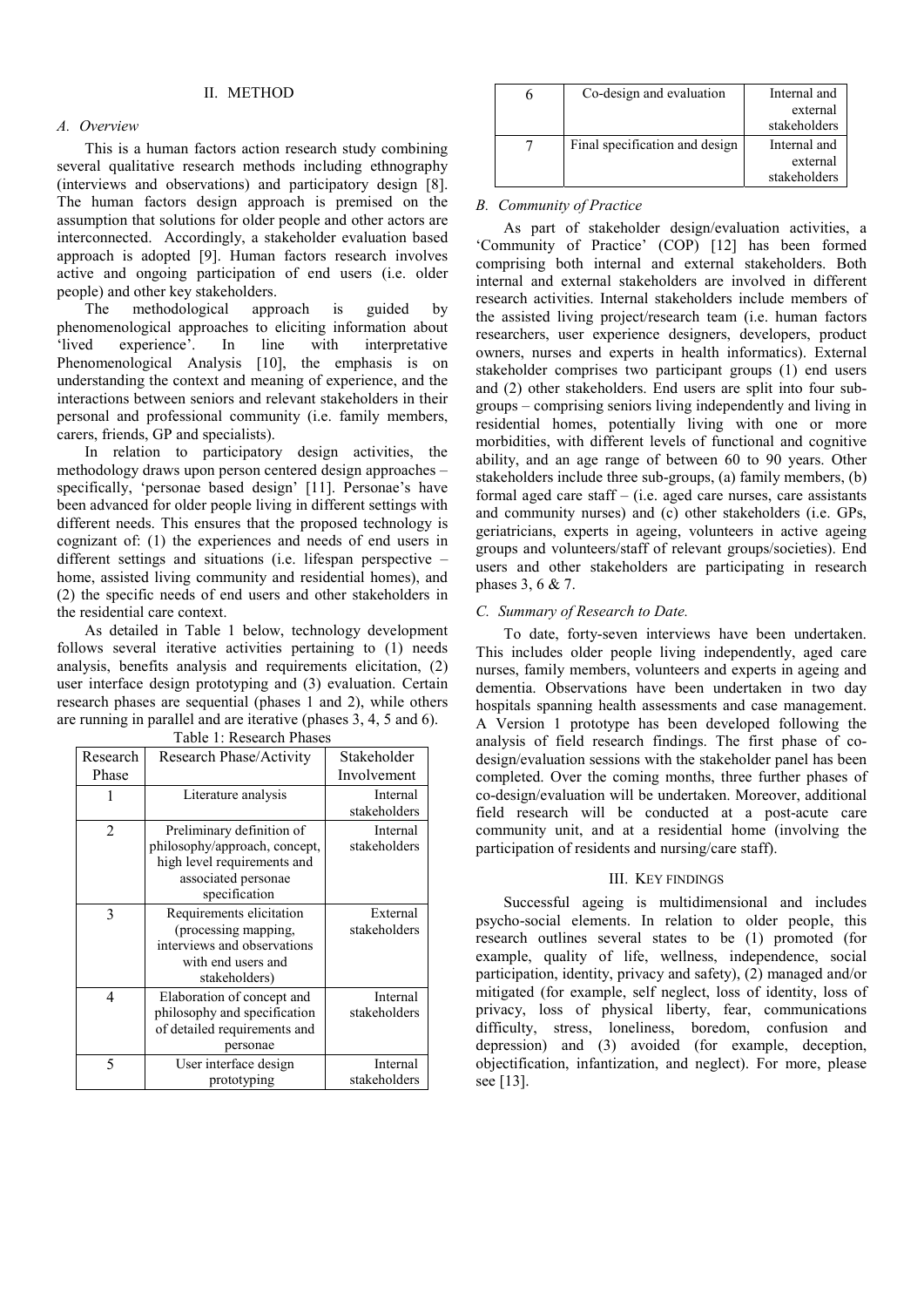## II. METHOD

### *A. Overview*

This is a human factors action research study combining several qualitative research methods including ethnography (interviews and observations) and participatory design [8]. The human factors design approach is premised on the assumption that solutions for older people and other actors are interconnected. Accordingly, a stakeholder evaluation based approach is adopted [9]. Human factors research involves active and ongoing participation of end users (i.e. older people) and other key stakeholders.

The methodological approach is guided by phenomenological approaches to eliciting information about 'lived experience'. In line with interpretative Phenomenological Analysis [10], the emphasis is on understanding the context and meaning of experience, and the interactions between seniors and relevant stakeholders in their personal and professional community (i.e. family members, carers, friends, GP and specialists).

In relation to participatory design activities, the methodology draws upon person centered design approaches – specifically, 'personae based design' [11]. Personae's have been advanced for older people living in different settings with different needs. This ensures that the proposed technology is cognizant of: (1) the experiences and needs of end users in different settings and situations (i.e. lifespan perspective – home, assisted living community and residential homes), and (2) the specific needs of end users and other stakeholders in the residential care context.

As detailed in Table 1 below, technology development follows several iterative activities pertaining to (1) needs analysis, benefits analysis and requirements elicitation, (2) user interface design prototyping and (3) evaluation. Certain research phases are sequential (phases 1 and 2), while others are running in parallel and are iterative (phases 3, 4, 5 and 6).

Table 1: Research Phases

| Research Phase | Research Phase/Activity | Stakeholder Involvement |
|---|---|---|
| 1 | Literature analysis | Internal stakeholders |
| 2 | Preliminary definition of philosophy/approach, concept, high level requirements and associated personae specification | Internal stakeholders |
| 3 | Requirements elicitation (processing mapping, interviews and observations with end users and stakeholders) | External stakeholders |
| 4 | Elaboration of concept and philosophy and specification of detailed requirements and personae | Internal stakeholders |
| 5 | User interface design prototyping | Internal stakeholders |
| 6 | Co-design and evaluation | Internal and external stakeholders |
| 7 | Final specification and design | Internal and external stakeholders |

### *B. Community of Practice*

As part of stakeholder design/evaluation activities, a 'Community of Practice' (COP) [12] has been formed comprising both internal and external stakeholders. Both internal and external stakeholders are involved in different research activities. Internal stakeholders include members of the assisted living project/research team (i.e. human factors researchers, user experience designers, developers, product owners, nurses and experts in health informatics). External stakeholder comprises two participant groups (1) end users and (2) other stakeholders. End users are split into four sub-groups – comprising seniors living independently and living in residential homes, potentially living with one or more morbidities, with different levels of functional and cognitive ability, and an age range of between 60 to 90 years. Other stakeholders include three sub-groups, (a) family members, (b) formal aged care staff – (i.e. aged care nurses, care assistants and community nurses) and (c) other stakeholders (i.e. GPs, geriatricians, experts in ageing, volunteers in active ageing groups and volunteers/staff of relevant groups/societies). End users and other stakeholders are participating in research phases 3, 6 & 7.

### *C. Summary of Research to Date.*

To date, forty-seven interviews have been undertaken. This includes older people living independently, aged care nurses, family members, volunteers and experts in ageing and dementia. Observations have been undertaken in two day hospitals spanning health assessments and case management. A Version 1 prototype has been developed following the analysis of field research findings. The first phase of co-design/evaluation sessions with the stakeholder panel has been completed. Over the coming months, three further phases of co-design/evaluation will be undertaken. Moreover, additional field research will be conducted at a post-acute care community unit, and at a residential home (involving the participation of residents and nursing/care staff).

## III. KEY FINDINGS

Successful ageing is multidimensional and includes psycho-social elements. In relation to older people, this research outlines several states to be (1) promoted (for example, quality of life, wellness, independence, social participation, identity, privacy and safety), (2) managed and/or mitigated (for example, self neglect, loss of identity, loss of privacy, loss of physical liberty, fear, communications difficulty, stress, loneliness, boredom, confusion and depression) and (3) avoided (for example, deception, objectification, infantization, and neglect). For more, please see [13].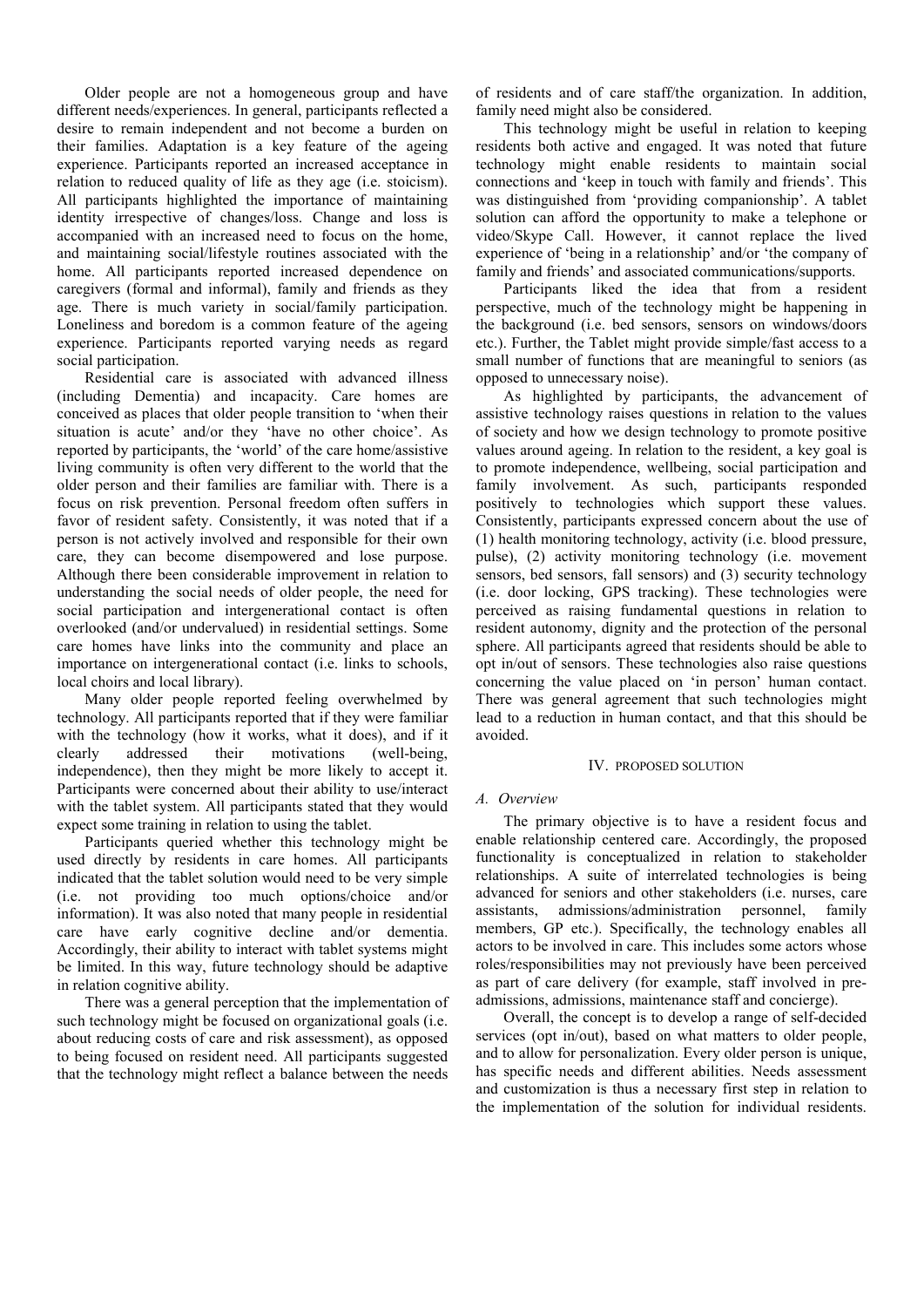Older people are not a homogeneous group and have different needs/experiences. In general, participants reflected a desire to remain independent and not become a burden on their families. Adaptation is a key feature of the ageing experience. Participants reported an increased acceptance in relation to reduced quality of life as they age (i.e. stoicism). All participants highlighted the importance of maintaining identity irrespective of changes/loss. Change and loss is accompanied with an increased need to focus on the home, and maintaining social/lifestyle routines associated with the home. All participants reported increased dependence on caregivers (formal and informal), family and friends as they age. There is much variety in social/family participation. Loneliness and boredom is a common feature of the ageing experience. Participants reported varying needs as regard social participation.

Residential care is associated with advanced illness (including Dementia) and incapacity. Care homes are conceived as places that older people transition to 'when their situation is acute' and/or they 'have no other choice'. As reported by participants, the 'world' of the care home/assistive living community is often very different to the world that the older person and their families are familiar with. There is a focus on risk prevention. Personal freedom often suffers in favor of resident safety. Consistently, it was noted that if a person is not actively involved and responsible for their own care, they can become disempowered and lose purpose. Although there been considerable improvement in relation to understanding the social needs of older people, the need for social participation and intergenerational contact is often overlooked (and/or undervalued) in residential settings. Some care homes have links into the community and place an importance on intergenerational contact (i.e. links to schools, local choirs and local library).

Many older people reported feeling overwhelmed by technology. All participants reported that if they were familiar with the technology (how it works, what it does), and if it clearly addressed their motivations (well-being, independence), then they might be more likely to accept it. Participants were concerned about their ability to use/interact with the tablet system. All participants stated that they would expect some training in relation to using the tablet.

Participants queried whether this technology might be used directly by residents in care homes. All participants indicated that the tablet solution would need to be very simple (i.e. not providing too much options/choice and/or information). It was also noted that many people in residential care have early cognitive decline and/or dementia. Accordingly, their ability to interact with tablet systems might be limited. In this way, future technology should be adaptive in relation cognitive ability.

There was a general perception that the implementation of such technology might be focused on organizational goals (i.e. about reducing costs of care and risk assessment), as opposed to being focused on resident need. All participants suggested that the technology might reflect a balance between the needs of residents and of care staff/the organization. In addition, family need might also be considered.

This technology might be useful in relation to keeping residents both active and engaged. It was noted that future technology might enable residents to maintain social connections and 'keep in touch with family and friends'. This was distinguished from 'providing companionship'. A tablet solution can afford the opportunity to make a telephone or video/Skype Call. However, it cannot replace the lived experience of 'being in a relationship' and/or 'the company of family and friends' and associated communications/supports.

Participants liked the idea that from a resident perspective, much of the technology might be happening in the background (i.e. bed sensors, sensors on windows/doors etc.). Further, the Tablet might provide simple/fast access to a small number of functions that are meaningful to seniors (as opposed to unnecessary noise).

As highlighted by participants, the advancement of assistive technology raises questions in relation to the values of society and how we design technology to promote positive values around ageing. In relation to the resident, a key goal is to promote independence, wellbeing, social participation and family involvement. As such, participants responded positively to technologies which support these values. Consistently, participants expressed concern about the use of (1) health monitoring technology, activity (i.e. blood pressure, pulse), (2) activity monitoring technology (i.e. movement sensors, bed sensors, fall sensors) and (3) security technology (i.e. door locking, GPS tracking). These technologies were perceived as raising fundamental questions in relation to resident autonomy, dignity and the protection of the personal sphere. All participants agreed that residents should be able to opt in/out of sensors. These technologies also raise questions concerning the value placed on 'in person' human contact. There was general agreement that such technologies might lead to a reduction in human contact, and that this should be avoided.

## IV. PROPOSED SOLUTION

### A. Overview

The primary objective is to have a resident focus and enable relationship centered care. Accordingly, the proposed functionality is conceptualized in relation to stakeholder relationships. A suite of interrelated technologies is being advanced for seniors and other stakeholders (i.e. nurses, care assistants, admissions/administration personnel, family members, GP etc.). Specifically, the technology enables all actors to be involved in care. This includes some actors whose roles/responsibilities may not previously have been perceived as part of care delivery (for example, staff involved in pre-admissions, admissions, maintenance staff and concierge).

Overall, the concept is to develop a range of self-decided services (opt in/out), based on what matters to older people, and to allow for personalization. Every older person is unique, has specific needs and different abilities. Needs assessment and customization is thus a necessary first step in relation to the implementation of the solution for individual residents.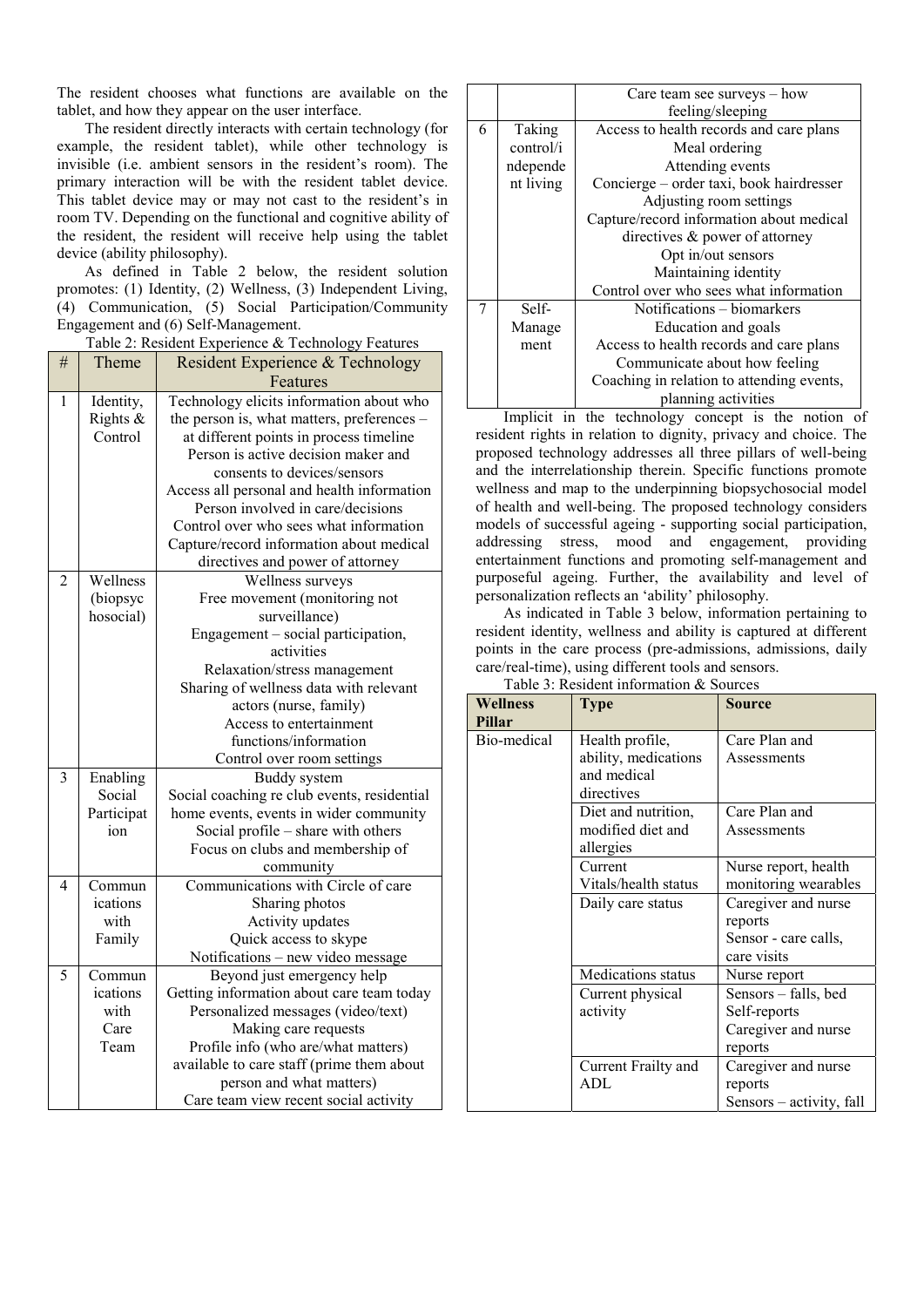The resident chooses what functions are available on the tablet, and how they appear on the user interface.

The resident directly interacts with certain technology (for example, the resident tablet), while other technology is invisible (i.e. ambient sensors in the resident's room). The primary interaction will be with the resident tablet device. This tablet device may or may not cast to the resident's in room TV. Depending on the functional and cognitive ability of the resident, the resident will receive help using the tablet device (ability philosophy).

As defined in Table 2 below, the resident solution promotes: (1) Identity, (2) Wellness, (3) Independent Living, (4) Communication, (5) Social Participation/Community Engagement and (6) Self-Management.

Table 2: Resident Experience & Technology Features

| # | Theme | Resident Experience & Technology Features |
|---|---|---|
| 1 | Identity, Rights & Control | Technology elicits information about who the person is, what matters, preferences – at different points in process timeline<br>Person is active decision maker and consents to devices/sensors<br>Access all personal and health information<br>Person involved in care/decisions<br>Control over who sees what information<br>Capture/record information about medical directives and power of attorney |
| 2 | Wellness (biopsychosocial) | Wellness surveys<br>Free movement (monitoring not surveillance)<br>Engagement – social participation, activities<br>Relaxation/stress management<br>Sharing of wellness data with relevant actors (nurse, family)<br>Access to entertainment functions/information<br>Control over room settings |
| 3 | Enabling Social Participation | Buddy system<br>Social coaching re club events, residential home events, events in wider community<br>Social profile – share with others<br>Focus on clubs and membership of community |
| 4 | Communications with Family | Communications with Circle of care<br>Sharing photos<br>Activity updates<br>Quick access to skype<br>Notifications – new video message |
| 5 | Communications with Care Team | Beyond just emergency help<br>Getting information about care team today<br>Personalized messages (video/text)<br>Making care requests<br>Profile info (who are/what matters) available to care staff (prime them about person and what matters)<br>Care team view recent social activity<br>Care team see surveys – how feeling/sleeping |
| 6 | Taking control/independent living | Access to health records and care plans<br>Meal ordering<br>Attending events<br>Concierge – order taxi, book hairdresser<br>Adjusting room settings<br>Capture/record information about medical directives & power of attorney<br>Opt in/out sensors<br>Maintaining identity<br>Control over who sees what information |
| 7 | Self-Management | Notifications – biomarkers<br>Education and goals<br>Access to health records and care plans<br>Communicate about how feeling<br>Coaching in relation to attending events, planning activities |

Implicit in the technology concept is the notion of resident rights in relation to dignity, privacy and choice. The proposed technology addresses all three pillars of well-being and the interrelationship therein. Specific functions promote wellness and map to the underpinning biopsychosocial model of health and well-being. The proposed technology considers models of successful ageing - supporting social participation, addressing stress, mood and engagement, providing entertainment functions and promoting self-management and purposeful ageing. Further, the availability and level of personalization reflects an 'ability' philosophy.

As indicated in Table 3 below, information pertaining to resident identity, wellness and ability is captured at different points in the care process (pre-admissions, admissions, daily care/real-time), using different tools and sensors.

Table 3: Resident information & Sources

| **Wellness Pillar** | **Type** | **Source** |
|---|---|---|
| Bio-medical | Health profile, ability, medications and medical directives | Care Plan and Assessments |
| | Diet and nutrition, modified diet and allergies | Care Plan and Assessments |
| | Current Vitals/health status | Nurse report, health monitoring wearables |
| | Daily care status | Caregiver and nurse reports<br>Sensor - care calls, care visits |
| | Medications status | Nurse report |
| | Current physical activity | Sensors – falls, bed<br>Self-reports<br>Caregiver and nurse reports |
| | Current Frailty and ADL | Caregiver and nurse reports<br>Sensors – activity, fall |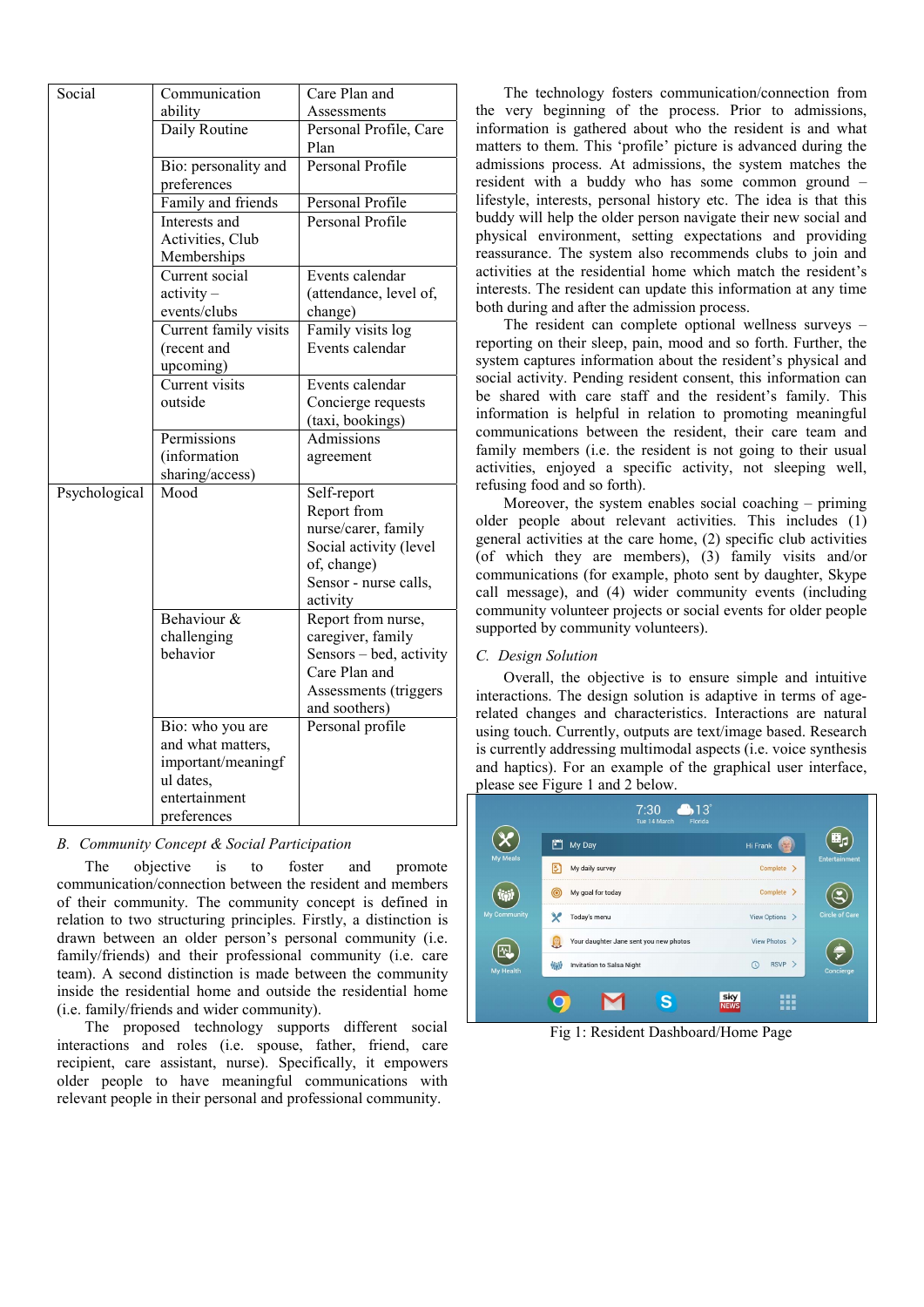| | | |
|---|---|---|
| Social | Communication ability | Care Plan and Assessments |
| | Daily Routine | Personal Profile, Care Plan |
| | Bio: personality and preferences | Personal Profile |
| | Family and friends | Personal Profile |
| | Interests and Activities, Club Memberships | Personal Profile |
| | Current social activity – events/clubs | Events calendar (attendance, level of, change) |
| | Current family visits (recent and upcoming) | Family visits log Events calendar |
| | Current visits outside | Events calendar Concierge requests (taxi, bookings) |
| | Permissions (information sharing/access) | Admissions agreement |
| Psychological | Mood | Self-report Report from nurse/carer, family Social activity (level of, change) Sensor - nurse calls, activity |
| | Behaviour & challenging behavior | Report from nurse, caregiver, family Sensors – bed, activity Care Plan and Assessments (triggers and soothers) |
| | Bio: who you are and what matters, important/meaningful dates, entertainment preferences | Personal profile |

### *B. Community Concept & Social Participation*

The objective is to foster and promote communication/connection between the resident and members of their community. The community concept is defined in relation to two structuring principles. Firstly, a distinction is drawn between an older person's personal community (i.e. family/friends) and their professional community (i.e. care team). A second distinction is made between the community inside the residential home and outside the residential home (i.e. family/friends and wider community).

The proposed technology supports different social interactions and roles (i.e. spouse, father, friend, care recipient, care assistant, nurse). Specifically, it empowers older people to have meaningful communications with relevant people in their personal and professional community.

The technology fosters communication/connection from the very beginning of the process. Prior to admissions, information is gathered about who the resident is and what matters to them. This 'profile' picture is advanced during the admissions process. At admissions, the system matches the resident with a buddy who has some common ground – lifestyle, interests, personal history etc. The idea is that this buddy will help the older person navigate their new social and physical environment, setting expectations and providing reassurance. The system also recommends clubs to join and activities at the residential home which match the resident's interests. The resident can update this information at any time both during and after the admission process.

The resident can complete optional wellness surveys – reporting on their sleep, pain, mood and so forth. Further, the system captures information about the resident's physical and social activity. Pending resident consent, this information can be shared with care staff and the resident's family. This information is helpful in relation to promoting meaningful communications between the resident, their care team and family members (i.e. the resident is not going to their usual activities, enjoyed a specific activity, not sleeping well, refusing food and so forth).

Moreover, the system enables social coaching – priming older people about relevant activities. This includes (1) general activities at the care home, (2) specific club activities (of which they are members), (3) family visits and/or communications (for example, photo sent by daughter, Skype call message), and (4) wider community events (including community volunteer projects or social events for older people supported by community volunteers).

### *C. Design Solution*

Overall, the objective is to ensure simple and intuitive interactions. The design solution is adaptive in terms of age-related changes and characteristics. Interactions are natural using touch. Currently, outputs are text/image based. Research is currently addressing multimodal aspects (i.e. voice synthesis and haptics). For an example of the graphical user interface, please see Figure 1 and 2 below.

7:30
Tue 14 March
13°
Florida
My Meals
My Community
My Health
My Day
Hi Frank
My daily survey
Complete
My goal for today
Complete
Today's menu
View Options
Your daughter Jane sent you new photos
View Photos
Invitation to Salsa Night
RSVP
Entertainment
Circle of Care
Concierge

Fig 1: Resident Dashboard/Home Page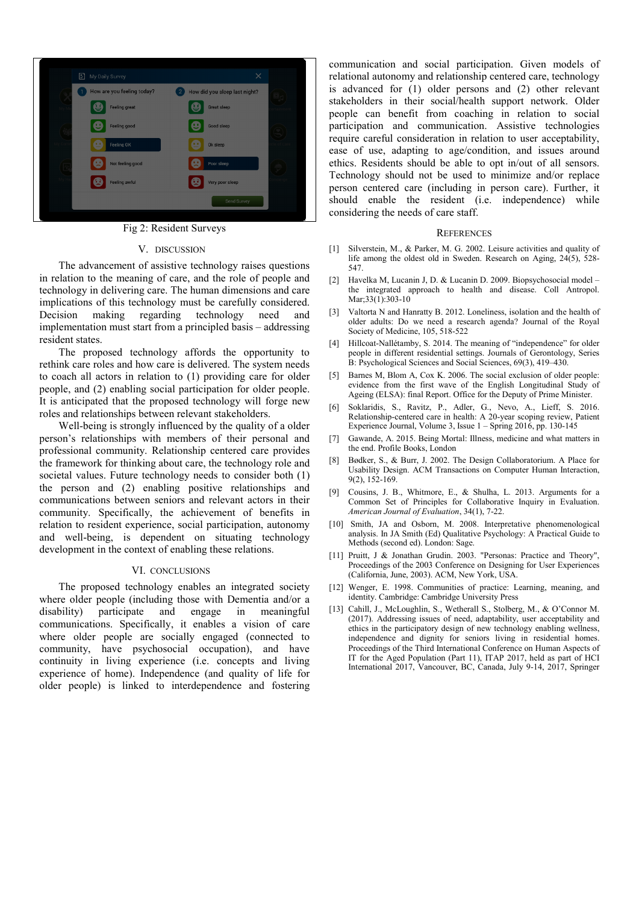Fig 2: Resident Surveys

## V. DISCUSSION

The advancement of assistive technology raises questions in relation to the meaning of care, and the role of people and technology in delivering care. The human dimensions and care implications of this technology must be carefully considered. Decision making regarding technology need and implementation must start from a principled basis – addressing resident states.

The proposed technology affords the opportunity to rethink care roles and how care is delivered. The system needs to coach all actors in relation to (1) providing care for older people, and (2) enabling social participation for older people. It is anticipated that the proposed technology will forge new roles and relationships between relevant stakeholders.

Well-being is strongly influenced by the quality of a older person's relationships with members of their personal and professional community. Relationship centered care provides the framework for thinking about care, the technology role and societal values. Future technology needs to consider both (1) the person and (2) enabling positive relationships and communications between seniors and relevant actors in their community. Specifically, the achievement of benefits in relation to resident experience, social participation, autonomy and well-being, is dependent on situating technology development in the context of enabling these relations.

## VI. CONCLUSIONS

The proposed technology enables an integrated society where older people (including those with Dementia and/or a disability) participate and engage in meaningful communications. Specifically, it enables a vision of care where older people are socially engaged (connected to community, have psychosocial occupation), and have continuity in living experience (i.e. concepts and living experience of home). Independence (and quality of life for older people) is linked to interdependence and fostering communication and social participation. Given models of relational autonomy and relationship centered care, technology is advanced for (1) older persons and (2) other relevant stakeholders in their social/health support network. Older people can benefit from coaching in relation to social participation and communication. Assistive technologies require careful consideration in relation to user acceptability, ease of use, adapting to age/condition, and issues around ethics. Residents should be able to opt in/out of all sensors. Technology should not be used to minimize and/or replace person centered care (including in person care). Further, it should enable the resident (i.e. independence) while considering the needs of care staff.

## REFERENCES

[1] Silverstein, M., & Parker, M. G. 2002. Leisure activities and quality of life among the oldest old in Sweden. Research on Aging, 24(5), 528-547.

[2] Havelka M, Lucanin J, D. & Lucanin D. 2009. Biopsychosocial model – the integrated approach to health and disease. Coll Antropol. Mar;33(1):303-10

[3] Valtorta N and Hanratty B. 2012. Loneliness, isolation and the health of older adults: Do we need a research agenda? Journal of the Royal Society of Medicine, 105, 518-522

[4] Hillcoat-Nallétamby, S. 2014. The meaning of "independence" for older people in different residential settings. Journals of Gerontology, Series B: Psychological Sciences and Social Sciences, 69(3), 419–430.

[5] Barnes M, Blom A, Cox K. 2006. The social exclusion of older people: evidence from the first wave of the English Longitudinal Study of Ageing (ELSA): final Report. Office for the Deputy of Prime Minister.

[6] Soklaridis, S., Ravitz, P., Adler, G., Nevo, A., Lieff, S. 2016. Relationship-centered care in health: A 20-year scoping review, Patient Experience Journal, Volume 3, Issue 1 – Spring 2016, pp. 130-145

[7] Gawande, A. 2015. Being Mortal: Illness, medicine and what matters in the end. Profile Books, London

[8] Bødker, S., & Burr, J. 2002. The Design Collaboratorium. A Place for Usability Design. ACM Transactions on Computer Human Interaction, 9(2), 152-169.

[9] Cousins, J. B., Whitmore, E., & Shulha, L. 2013. Arguments for a Common Set of Principles for Collaborative Inquiry in Evaluation. *American Journal of Evaluation*, 34(1), 7-22.

[10] Smith, JA and Osborn, M. 2008. Interpretative phenomenological analysis. In JA Smith (Ed) Qualitative Psychology: A Practical Guide to Methods (second ed). London: Sage.

[11] Pruitt, J & Jonathan Grudin. 2003. "Personas: Practice and Theory", Proceedings of the 2003 Conference on Designing for User Experiences (California, June, 2003). ACM, New York, USA.

[12] Wenger, E. 1998. Communities of practice: Learning, meaning, and identity. Cambridge: Cambridge University Press

[13] Cahill, J., McLoughlin, S., Wetherall S., Stolberg, M., & O'Connor M. (2017). Addressing issues of need, adaptability, user acceptability and ethics in the participatory design of new technology enabling wellness, independence and dignity for seniors living in residential homes. Proceedings of the Third International Conference on Human Aspects of IT for the Aged Population (Part 11), ITAP 2017, held as part of HCI International 2017, Vancouver, BC, Canada, July 9-14, 2017, Springer